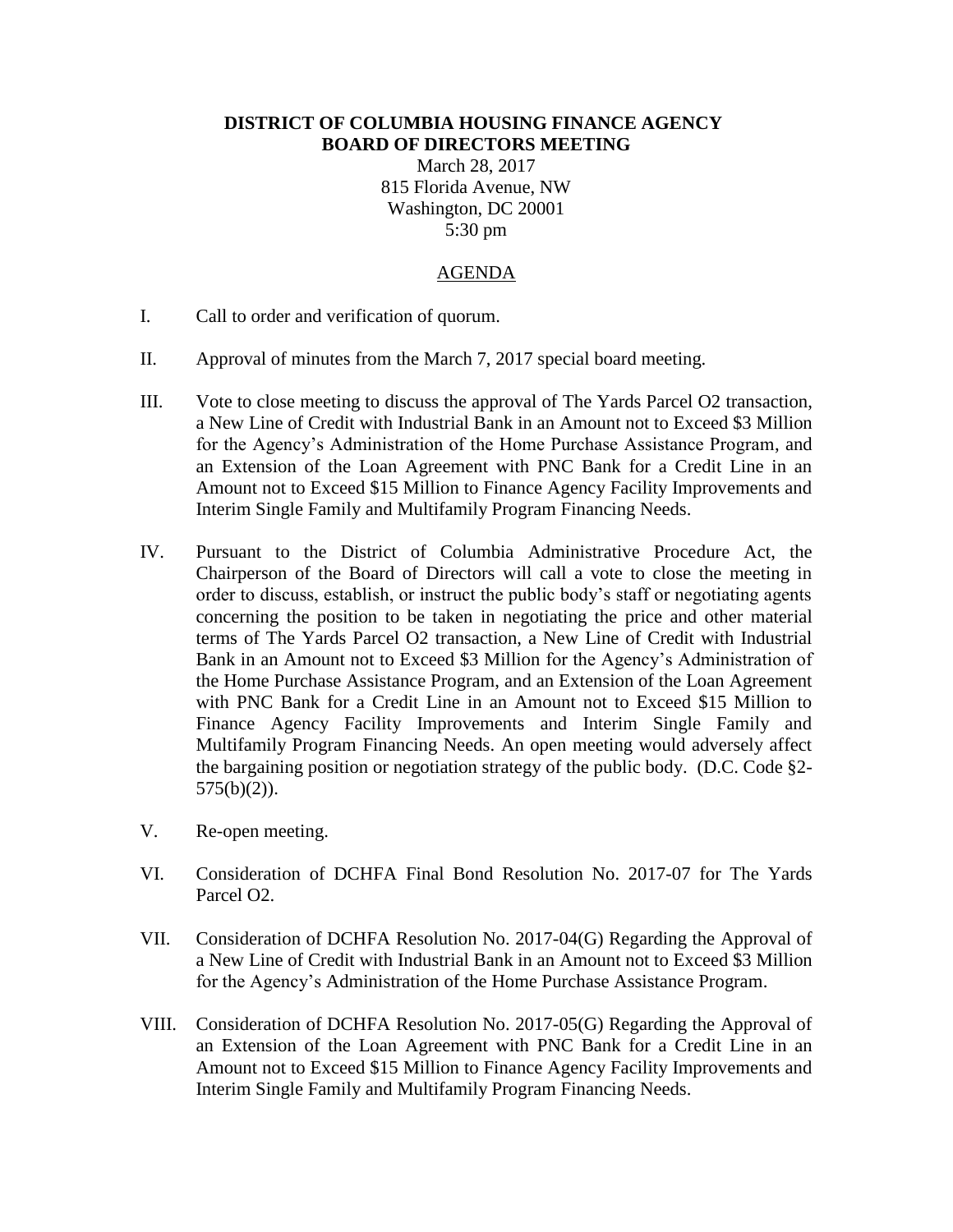# DISTRICT OF COLUMBIA HOUSING FINANCE AGENCY
# BOARD OF DIRECTORS MEETING

March 28, 2017
815 Florida Avenue, NW
Washington, DC 20001
5:30 pm

## AGENDA

I. Call to order and verification of quorum.

II. Approval of minutes from the March 7, 2017 special board meeting.

III. Vote to close meeting to discuss the approval of The Yards Parcel O2 transaction, a New Line of Credit with Industrial Bank in an Amount not to Exceed $3 Million for the Agency's Administration of the Home Purchase Assistance Program, and an Extension of the Loan Agreement with PNC Bank for a Credit Line in an Amount not to Exceed $15 Million to Finance Agency Facility Improvements and Interim Single Family and Multifamily Program Financing Needs.

IV. Pursuant to the District of Columbia Administrative Procedure Act, the Chairperson of the Board of Directors will call a vote to close the meeting in order to discuss, establish, or instruct the public body's staff or negotiating agents concerning the position to be taken in negotiating the price and other material terms of The Yards Parcel O2 transaction, a New Line of Credit with Industrial Bank in an Amount not to Exceed $3 Million for the Agency's Administration of the Home Purchase Assistance Program, and an Extension of the Loan Agreement with PNC Bank for a Credit Line in an Amount not to Exceed $15 Million to Finance Agency Facility Improvements and Interim Single Family and Multifamily Program Financing Needs. An open meeting would adversely affect the bargaining position or negotiation strategy of the public body. (D.C. Code §2-575(b)(2)).

V. Re-open meeting.

VI. Consideration of DCHFA Final Bond Resolution No. 2017-07 for The Yards Parcel O2.

VII. Consideration of DCHFA Resolution No. 2017-04(G) Regarding the Approval of a New Line of Credit with Industrial Bank in an Amount not to Exceed $3 Million for the Agency's Administration of the Home Purchase Assistance Program.

VIII. Consideration of DCHFA Resolution No. 2017-05(G) Regarding the Approval of an Extension of the Loan Agreement with PNC Bank for a Credit Line in an Amount not to Exceed $15 Million to Finance Agency Facility Improvements and Interim Single Family and Multifamily Program Financing Needs.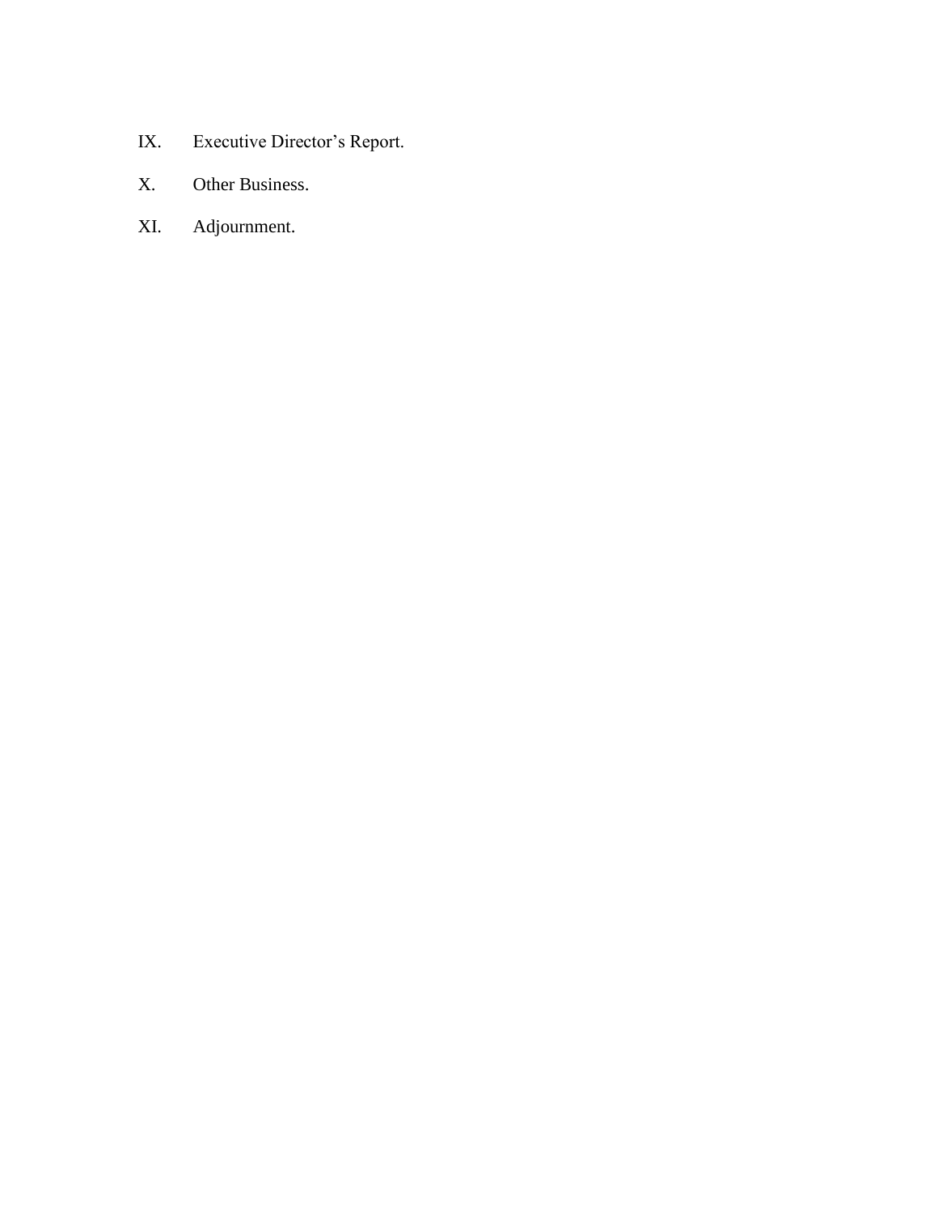IX. Executive Director’s Report.

X. Other Business.

XI. Adjournment.